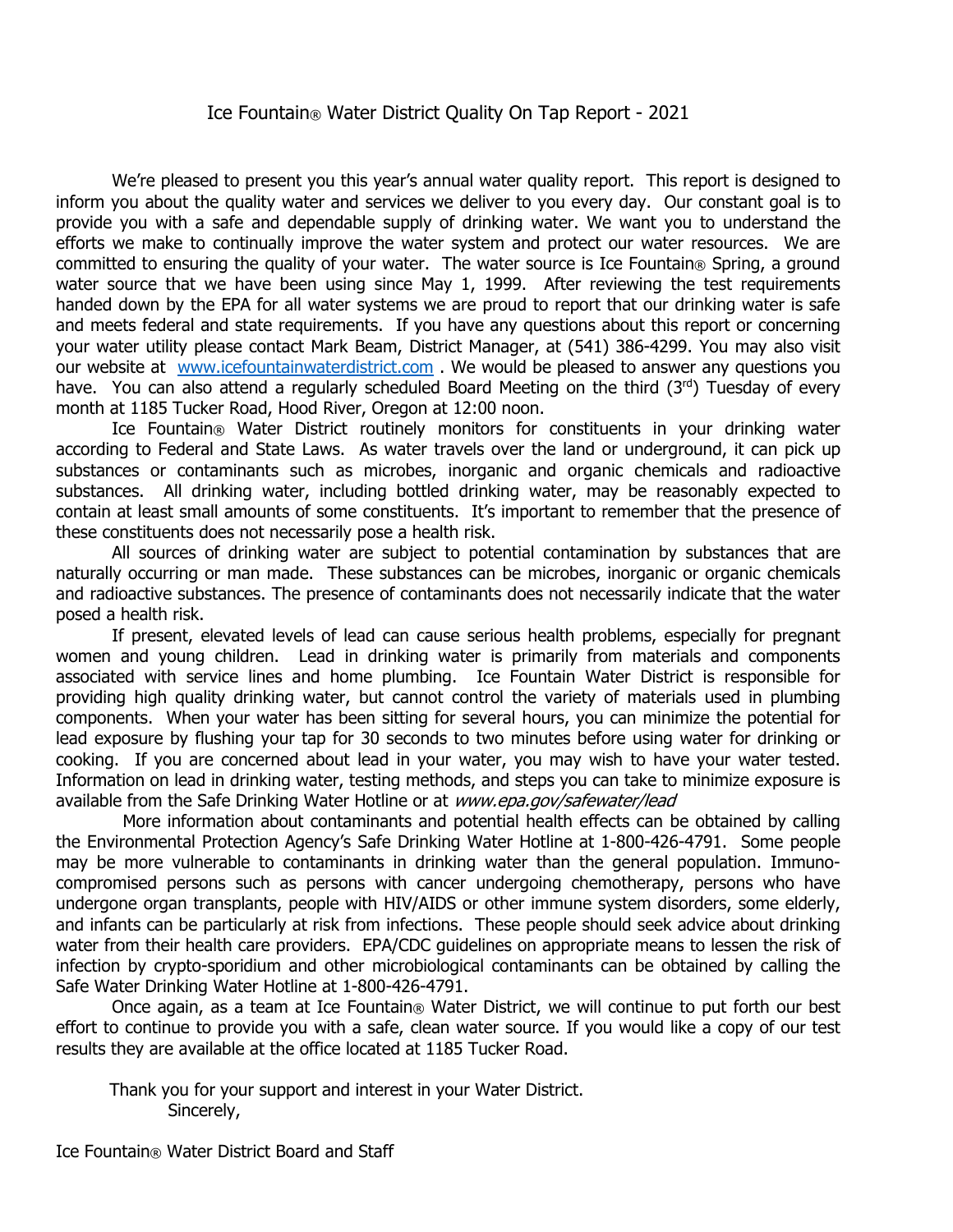# Ice Fountain® Water District Quality On Tap Report - 2021

We're pleased to present you this year's annual water quality report. This report is designed to inform you about the quality water and services we deliver to you every day. Our constant goal is to provide you with a safe and dependable supply of drinking water. We want you to understand the efforts we make to continually improve the water system and protect our water resources. We are committed to ensuring the quality of your water. The water source is Ice Fountain® Spring, a ground water source that we have been using since May 1, 1999. After reviewing the test requirements handed down by the EPA for all water systems we are proud to report that our drinking water is safe and meets federal and state requirements. If you have any questions about this report or concerning your water utility please contact Mark Beam, District Manager, at (541) 386-4299. You may also visit our website at [www.icefountainwaterdistrict.com](www.icefountainwaterdistrict.com) . We would be pleased to answer any questions you have. You can also attend a regularly scheduled Board Meeting on the third (3rd) Tuesday of every month at 1185 Tucker Road, Hood River, Oregon at 12:00 noon.

Ice Fountain® Water District routinely monitors for constituents in your drinking water according to Federal and State Laws. As water travels over the land or underground, it can pick up substances or contaminants such as microbes, inorganic and organic chemicals and radioactive substances. All drinking water, including bottled drinking water, may be reasonably expected to contain at least small amounts of some constituents. It's important to remember that the presence of these constituents does not necessarily pose a health risk.

All sources of drinking water are subject to potential contamination by substances that are naturally occurring or man made. These substances can be microbes, inorganic or organic chemicals and radioactive substances. The presence of contaminants does not necessarily indicate that the water posed a health risk.

If present, elevated levels of lead can cause serious health problems, especially for pregnant women and young children. Lead in drinking water is primarily from materials and components associated with service lines and home plumbing. Ice Fountain Water District is responsible for providing high quality drinking water, but cannot control the variety of materials used in plumbing components. When your water has been sitting for several hours, you can minimize the potential for lead exposure by flushing your tap for 30 seconds to two minutes before using water for drinking or cooking. If you are concerned about lead in your water, you may wish to have your water tested. Information on lead in drinking water, testing methods, and steps you can take to minimize exposure is available from the Safe Drinking Water Hotline or at *www.epa.gov/safewater/lead*

More information about contaminants and potential health effects can be obtained by calling the Environmental Protection Agency's Safe Drinking Water Hotline at 1-800-426-4791. Some people may be more vulnerable to contaminants in drinking water than the general population. Immuno-compromised persons such as persons with cancer undergoing chemotherapy, persons who have undergone organ transplants, people with HIV/AIDS or other immune system disorders, some elderly, and infants can be particularly at risk from infections. These people should seek advice about drinking water from their health care providers. EPA/CDC guidelines on appropriate means to lessen the risk of infection by crypto-sporidium and other microbiological contaminants can be obtained by calling the Safe Water Drinking Water Hotline at 1-800-426-4791.

Once again, as a team at Ice Fountain® Water District, we will continue to put forth our best effort to continue to provide you with a safe, clean water source. If you would like a copy of our test results they are available at the office located at 1185 Tucker Road.

Thank you for your support and interest in your Water District.

Sincerely,

Ice Fountain® Water District Board and Staff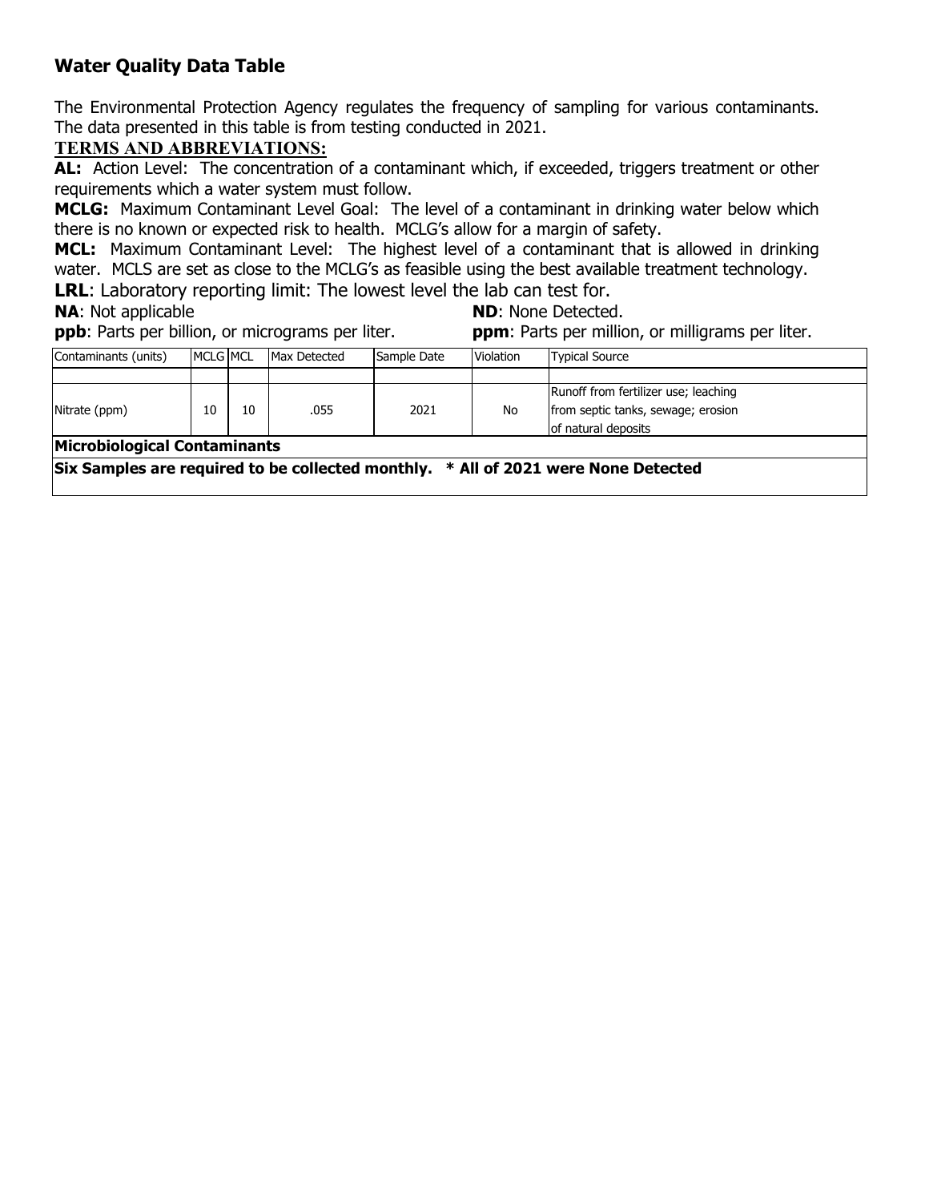## Water Quality Data Table

The Environmental Protection Agency regulates the frequency of sampling for various contaminants. The data presented in this table is from testing conducted in 2021.

**TERMS AND ABBREVIATIONS:**

**AL:** Action Level: The concentration of a contaminant which, if exceeded, triggers treatment or other requirements which a water system must follow.

**MCLG:** Maximum Contaminant Level Goal: The level of a contaminant in drinking water below which there is no known or expected risk to health. MCLG's allow for a margin of safety.

**MCL:** Maximum Contaminant Level: The highest level of a contaminant that is allowed in drinking water. MCLS are set as close to the MCLG's as feasible using the best available treatment technology.

**LRL**: Laboratory reporting limit: The lowest level the lab can test for.

**NA**: Not applicable

**ND**: None Detected.

**ppb**: Parts per billion, or micrograms per liter.

**ppm**: Parts per million, or milligrams per liter.

| Contaminants (units) | MCLG | MCL | Max Detected | Sample Date | Violation | Typical Source |
|---|---|---|---|---|---|---|
| | | | | | | |
| Nitrate (ppm) | 10 | 10 | .055 | 2021 | No | Runoff from fertilizer use; leaching from septic tanks, sewage; erosion of natural deposits |
| **Microbiological Contaminants** | | | | | | |
| **Six Samples are required to be collected monthly. * All of 2021 were None Detected** | | | | | | |